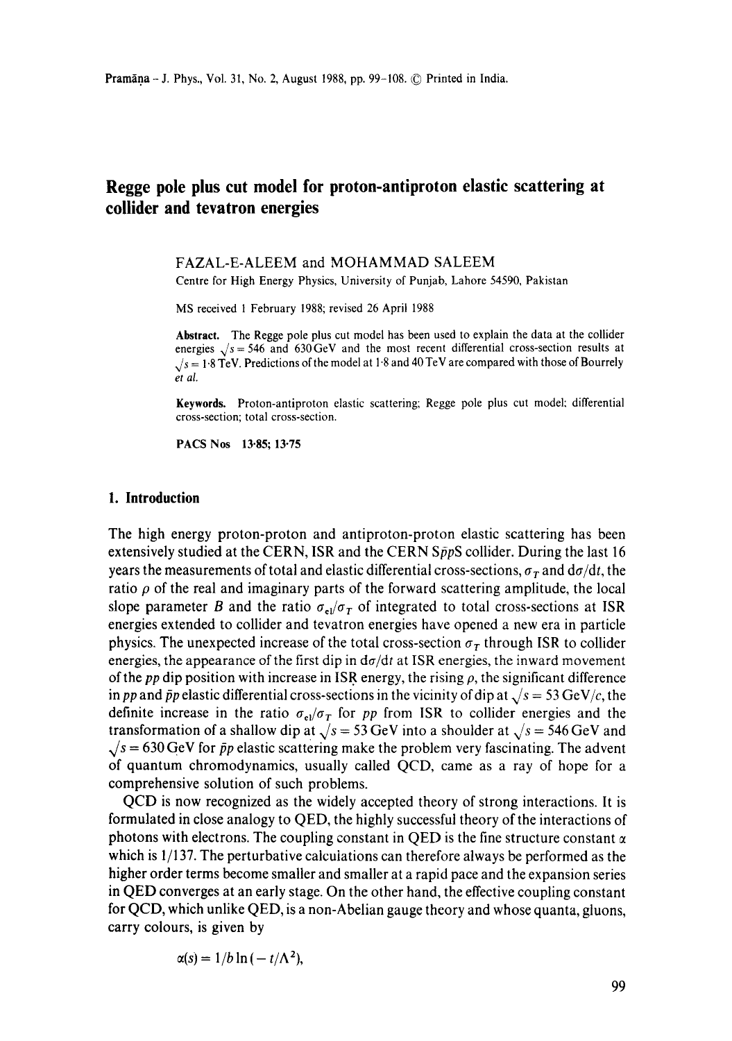# Regge pole plus cut model for proton-antiproton elastic scattering at collider and tevatron energies

FAZAL-E-ALEEM and MOHAMMAD SALEEM

Centre for High Energy Physics, University of Punjab, Lahore 54590, Pakistan

MS received 1 February 1988; revised 26 April 1988

**Abstract.** The Regge pole plus cut model has been used to explain the data at the collider energies $\sqrt{s} = 546$ and 630 GeV and the most recent differential cross-section results at $\sqrt{s} = 1{\cdot}8$ TeV. Predictions of the model at 1·8 and 40 TeV are compared with those of Bourrely *et al.*

**Keywords.** Proton-antiproton elastic scattering; Regge pole plus cut model; differential cross-section; total cross-section.

**PACS Nos** 13·85; 13·75

## 1. Introduction

The high energy proton-proton and antiproton-proton elastic scattering has been extensively studied at the CERN, ISR and the CERN S$\bar{p}$pS collider. During the last 16 years the measurements of total and elastic differential cross-sections, $\sigma_T$ and $d\sigma/dt$, the ratio $\rho$ of the real and imaginary parts of the forward scattering amplitude, the local slope parameter $B$ and the ratio $\sigma_{el}/\sigma_T$ of integrated to total cross-sections at ISR energies extended to collider and tevatron energies have opened a new era in particle physics. The unexpected increase of the total cross-section $\sigma_T$ through ISR to collider energies, the appearance of the first dip in $d\sigma/dt$ at ISR energies, the inward movement of the $pp$ dip position with increase in ISR energy, the rising $\rho$, the significant difference in $pp$ and $\bar{p}p$ elastic differential cross-sections in the vicinity of dip at $\sqrt{s} = 53$ GeV/$c$, the definite increase in the ratio $\sigma_{el}/\sigma_T$ for $pp$ from ISR to collider energies and the transformation of a shallow dip at $\sqrt{s} = 53$ GeV into a shoulder at $\sqrt{s} = 546$ GeV and $\sqrt{s} = 630$ GeV for $\bar{p}p$ elastic scattering make the problem very fascinating. The advent of quantum chromodynamics, usually called QCD, came as a ray of hope for a comprehensive solution of such problems.

QCD is now recognized as the widely accepted theory of strong interactions. It is formulated in close analogy to QED, the highly successful theory of the interactions of photons with electrons. The coupling constant in QED is the fine structure constant $\alpha$ which is 1/137. The perturbative calculations can therefore always be performed as the higher order terms become smaller and smaller at a rapid pace and the expansion series in QED converges at an early stage. On the other hand, the effective coupling constant for QCD, which unlike QED, is a non-Abelian gauge theory and whose quanta, gluons, carry colours, is given by

$$\alpha(s) = 1/b \ln(-t/\Lambda^2),$$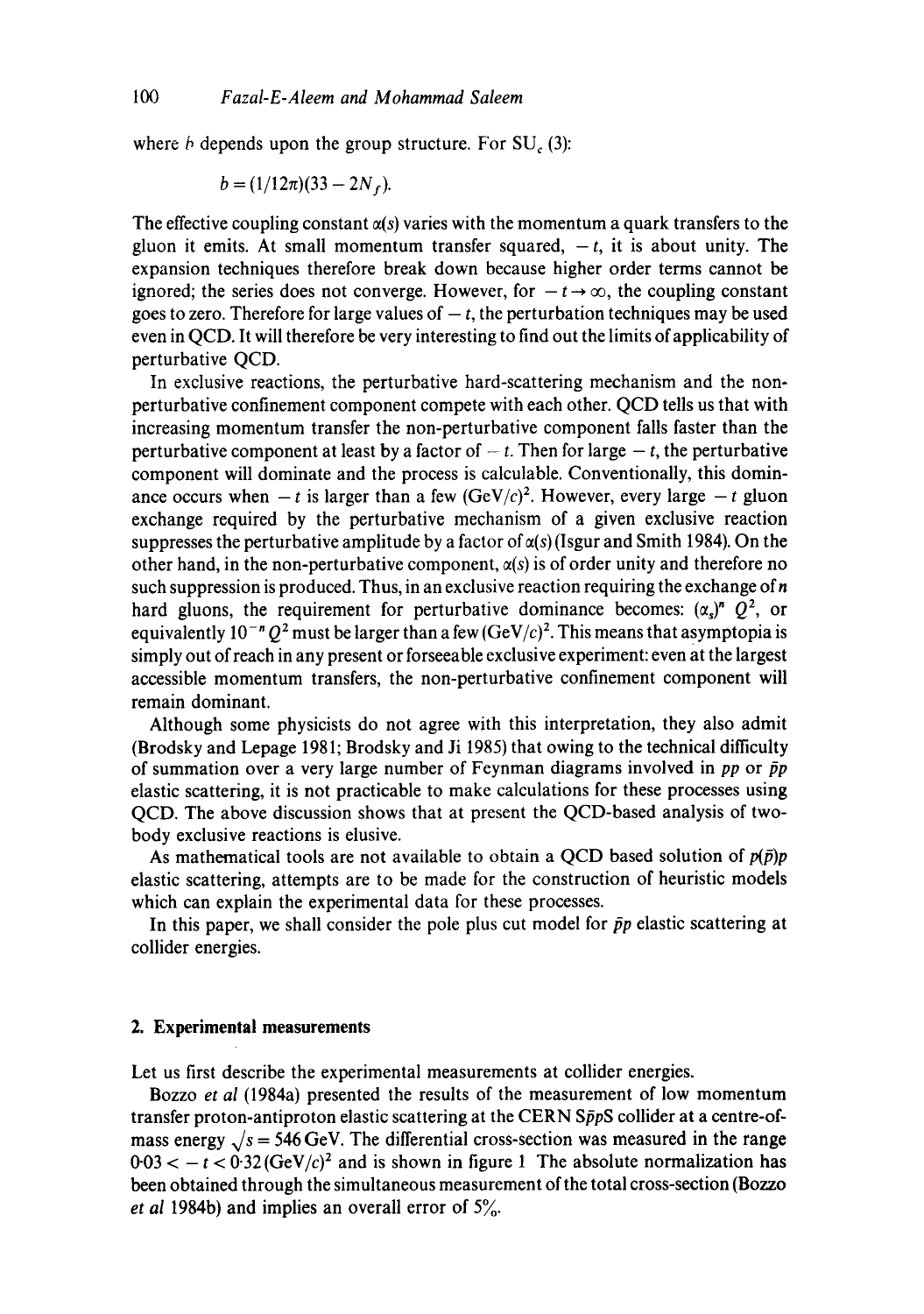where $b$ depends upon the group structure. For $SU_c(3)$:

$$b = (1/12\pi)(33 - 2N_f).$$

The effective coupling constant $\alpha(s)$ varies with the momentum a quark transfers to the gluon it emits. At small momentum transfer squared, $-t$, it is about unity. The expansion techniques therefore break down because higher order terms cannot be ignored; the series does not converge. However, for $-t \to \infty$, the coupling constant goes to zero. Therefore for large values of $-t$, the perturbation techniques may be used even in QCD. It will therefore be very interesting to find out the limits of applicability of perturbative QCD.

In exclusive reactions, the perturbative hard-scattering mechanism and the non-perturbative confinement component compete with each other. QCD tells us that with increasing momentum transfer the non-perturbative component falls faster than the perturbative component at least by a factor of $-t$. Then for large $-t$, the perturbative component will dominate and the process is calculable. Conventionally, this dominance occurs when $-t$ is larger than a few $(\text{GeV}/c)^2$. However, every large $-t$ gluon exchange required by the perturbative mechanism of a given exclusive reaction suppresses the perturbative amplitude by a factor of $\alpha(s)$ (Isgur and Smith 1984). On the other hand, in the non-perturbative component, $\alpha(s)$ is of order unity and therefore no such suppression is produced. Thus, in an exclusive reaction requiring the exchange of $n$ hard gluons, the requirement for perturbative dominance becomes: $(\alpha_s)^n\, Q^2$, or equivalently $10^{-n}\, Q^2$ must be larger than a few $(\text{GeV}/c)^2$. This means that asymptopia is simply out of reach in any present or forseeable exclusive experiment: even at the largest accessible momentum transfers, the non-perturbative confinement component will remain dominant.

Although some physicists do not agree with this interpretation, they also admit (Brodsky and Lepage 1981; Brodsky and Ji 1985) that owing to the technical difficulty of summation over a very large number of Feynman diagrams involved in $pp$ or $\bar{p}p$ elastic scattering, it is not practicable to make calculations for these processes using QCD. The above discussion shows that at present the QCD-based analysis of two-body exclusive reactions is elusive.

As mathematical tools are not available to obtain a QCD based solution of $p(\bar{p})p$ elastic scattering, attempts are to be made for the construction of heuristic models which can explain the experimental data for these processes.

In this paper, we shall consider the pole plus cut model for $\bar{p}p$ elastic scattering at collider energies.

## 2. Experimental measurements

Let us first describe the experimental measurements at collider energies.

Bozzo *et al* (1984a) presented the results of the measurement of low momentum transfer proton-antiproton elastic scattering at the CERN $S\bar{p}pS$ collider at a centre-of-mass energy $\sqrt{s} = 546$ GeV. The differential cross-section was measured in the range $0.03 < -t < 0.32\,(\text{GeV}/c)^2$ and is shown in figure 1 The absolute normalization has been obtained through the simultaneous measurement of the total cross-section (Bozzo *et al* 1984b) and implies an overall error of 5%.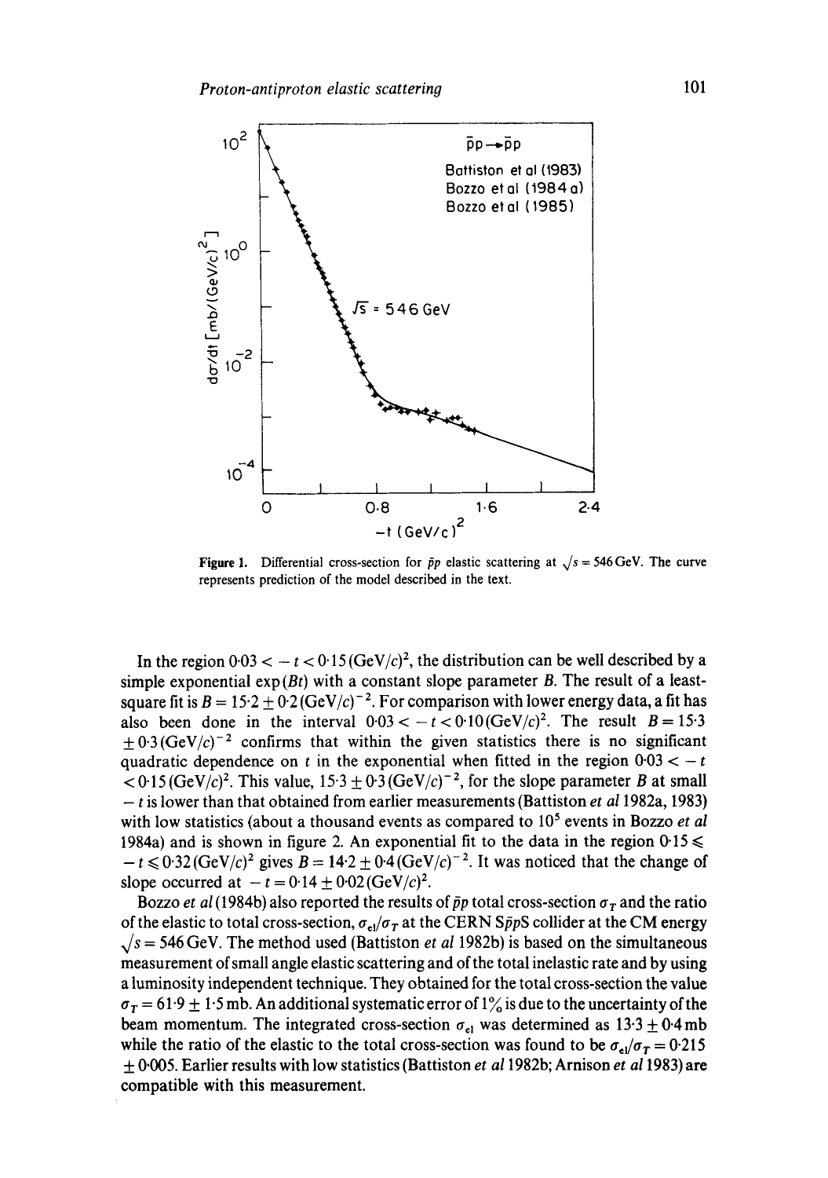Figure 1. Differential cross-section for $\bar{p}p$ elastic scattering at $\sqrt{s} = 546\,\text{GeV}$. The curve represents prediction of the model described in the text.

In the region $0{\cdot}03 < -t < 0{\cdot}15\,(\text{GeV}/c)^2$, the distribution can be well described by a simple exponential $\exp(Bt)$ with a constant slope parameter $B$. The result of a least-square fit is $B = 15{\cdot}2 \pm 0{\cdot}2\,(\text{GeV}/c)^{-2}$. For comparison with lower energy data, a fit has also been done in the interval $0{\cdot}03 < -t < 0{\cdot}10\,(\text{GeV}/c)^2$. The result $B = 15{\cdot}3 \pm 0{\cdot}3\,(\text{GeV}/c)^{-2}$ confirms that within the given statistics there is no significant quadratic dependence on $t$ in the exponential when fitted in the region $0{\cdot}03 < -t < 0{\cdot}15\,(\text{GeV}/c)^2$. This value, $15{\cdot}3 \pm 0{\cdot}3\,(\text{GeV}/c)^{-2}$, for the slope parameter $B$ at small $-t$ is lower than that obtained from earlier measurements (Battiston *et al* 1982a, 1983) with low statistics (about a thousand events as compared to $10^5$ events in Bozzo *et al* 1984a) and is shown in figure 2. An exponential fit to the data in the region $0{\cdot}15 \leqslant -t \leqslant 0{\cdot}32\,(\text{GeV}/c)^2$ gives $B = 14{\cdot}2 \pm 0{\cdot}4\,(\text{GeV}/c)^{-2}$. It was noticed that the change of slope occurred at $-t = 0{\cdot}14 \pm 0{\cdot}02\,(\text{GeV}/c)^2$.

Bozzo *et al* (1984b) also reported the results of $\bar{p}p$ total cross-section $\sigma_T$ and the ratio of the elastic to total cross-section, $\sigma_{el}/\sigma_T$ at the CERN S$\bar{p}p$S collider at the CM energy $\sqrt{s} = 546\,\text{GeV}$. The method used (Battiston *et al* 1982b) is based on the simultaneous measurement of small angle elastic scattering and of the total inelastic rate and by using a luminosity independent technique. They obtained for the total cross-section the value $\sigma_T = 61{\cdot}9 \pm 1{\cdot}5\,\text{mb}$. An additional systematic error of 1% is due to the uncertainty of the beam momentum. The integrated cross-section $\sigma_{el}$ was determined as $13{\cdot}3 \pm 0{\cdot}4\,\text{mb}$ while the ratio of the elastic to the total cross-section was found to be $\sigma_{el}/\sigma_T = 0{\cdot}215 \pm 0{\cdot}005$. Earlier results with low statistics (Battiston *et al* 1982b; Arnison *et al* 1983) are compatible with this measurement.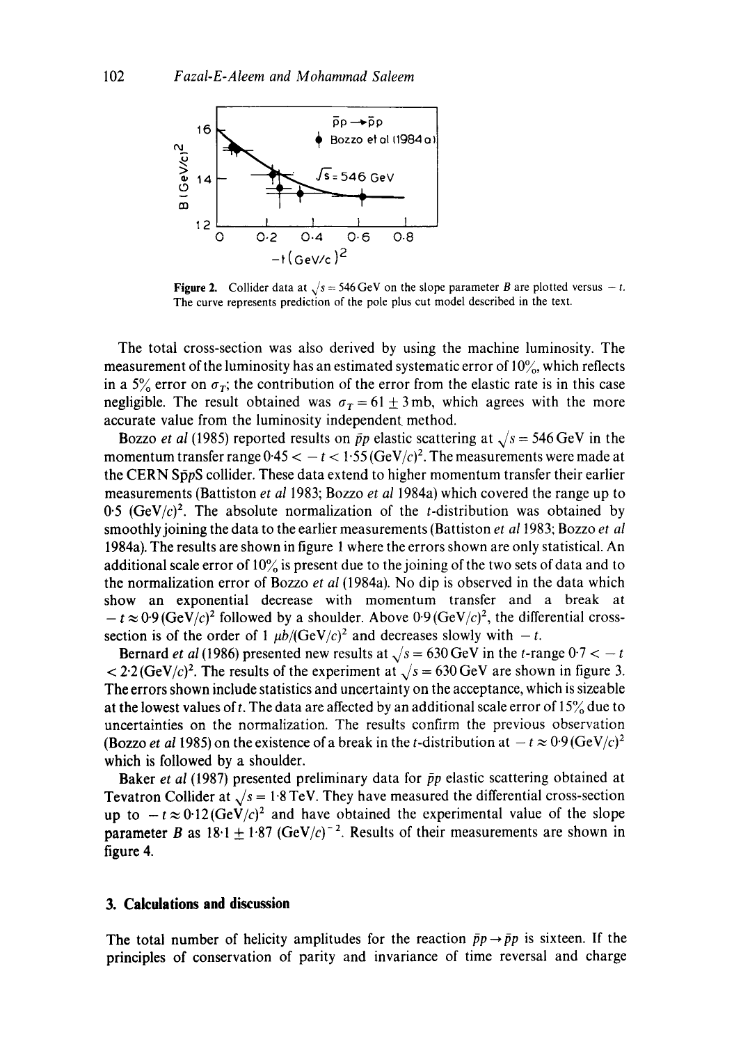**Figure 2.** Collider data at $\sqrt{s} = 546\,\text{GeV}$ on the slope parameter $B$ are plotted versus $-t$. The curve represents prediction of the pole plus cut model described in the text.

The total cross-section was also derived by using the machine luminosity. The measurement of the luminosity has an estimated systematic error of 10%, which reflects in a 5% error on $\sigma_T$; the contribution of the error from the elastic rate is in this case negligible. The result obtained was $\sigma_T = 61 \pm 3\,\text{mb}$, which agrees with the more accurate value from the luminosity independent method.

Bozzo *et al* (1985) reported results on $\bar{p}p$ elastic scattering at $\sqrt{s} = 546\,\text{GeV}$ in the momentum transfer range $0{\cdot}45 < -t < 1{\cdot}55\,(\text{GeV}/c)^2$. The measurements were made at the CERN S$\bar{p}$pS collider. These data extend to higher momentum transfer their earlier measurements (Battiston *et al* 1983; Bozzo *et al* 1984a) which covered the range up to $0{\cdot}5\ (\text{GeV}/c)^2$. The absolute normalization of the $t$-distribution was obtained by smoothly joining the data to the earlier measurements (Battiston *et al* 1983; Bozzo *et al* 1984a). The results are shown in figure 1 where the errors shown are only statistical. An additional scale error of 10% is present due to the joining of the two sets of data and to the normalization error of Bozzo *et al* (1984a). No dip is observed in the data which show an exponential decrease with momentum transfer and a break at $-t \approx 0{\cdot}9\,(\text{GeV}/c)^2$ followed by a shoulder. Above $0{\cdot}9\,(\text{GeV}/c)^2$, the differential cross-section is of the order of $1\ \mu b/(\text{GeV}/c)^2$ and decreases slowly with $-t$.

Bernard *et al* (1986) presented new results at $\sqrt{s} = 630\,\text{GeV}$ in the $t$-range $0{\cdot}7 < -t < 2{\cdot}2\,(\text{GeV}/c)^2$. The results of the experiment at $\sqrt{s} = 630\,\text{GeV}$ are shown in figure 3. The errors shown include statistics and uncertainty on the acceptance, which is sizeable at the lowest values of $t$. The data are affected by an additional scale error of 15% due to uncertainties on the normalization. The results confirm the previous observation (Bozzo *et al* 1985) on the existence of a break in the $t$-distribution at $-t \approx 0{\cdot}9\,(\text{GeV}/c)^2$ which is followed by a shoulder.

Baker *et al* (1987) presented preliminary data for $\bar{p}p$ elastic scattering obtained at Tevatron Collider at $\sqrt{s} = 1{\cdot}8\,\text{TeV}$. They have measured the differential cross-section up to $-t \approx 0{\cdot}12\,(\text{GeV}/c)^2$ and have obtained the experimental value of the slope parameter $B$ as $18{\cdot}1 \pm 1{\cdot}87\ (\text{GeV}/c)^{-2}$. Results of their measurements are shown in figure 4.

## 3. Calculations and discussion

The total number of helicity amplitudes for the reaction $\bar{p}p \rightarrow \bar{p}p$ is sixteen. If the principles of conservation of parity and invariance of time reversal and charge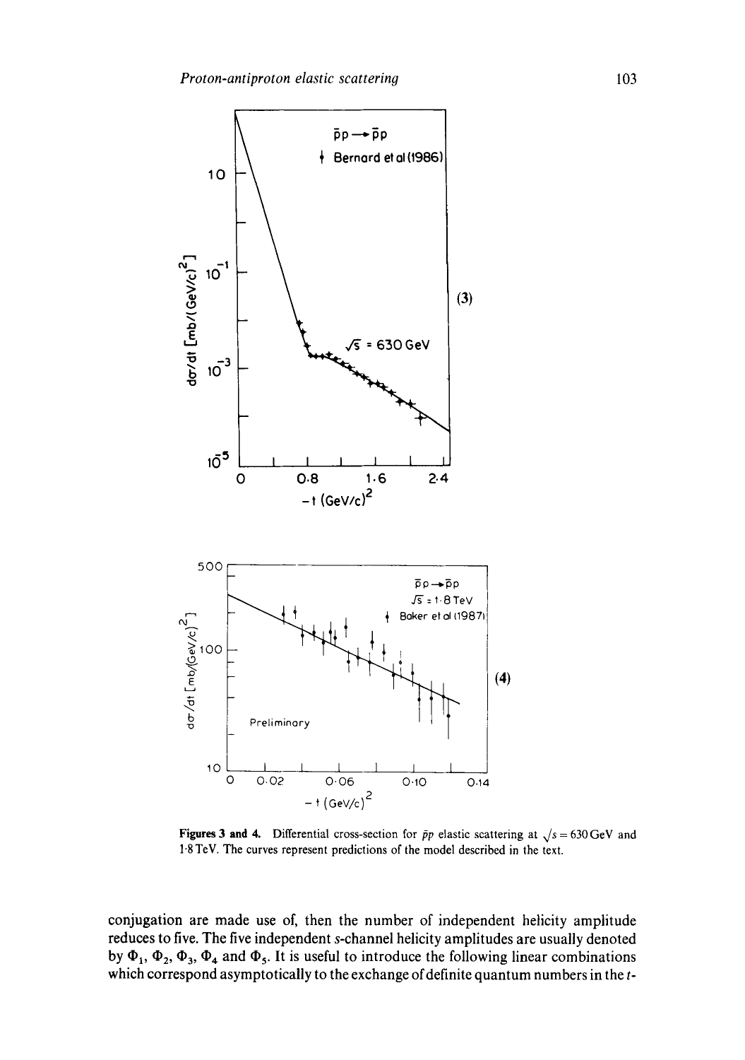Figures 3 and 4. Differential cross-section for $\bar{p}p$ elastic scattering at $\sqrt{s} = 630\,\text{GeV}$ and $1{\cdot}8\,\text{TeV}$. The curves represent predictions of the model described in the text.

conjugation are made use of, then the number of independent helicity amplitude reduces to five. The five independent $s$-channel helicity amplitudes are usually denoted by $\Phi_1$, $\Phi_2$, $\Phi_3$, $\Phi_4$ and $\Phi_5$. It is useful to introduce the following linear combinations which correspond asymptotically to the exchange of definite quantum numbers in the $t$-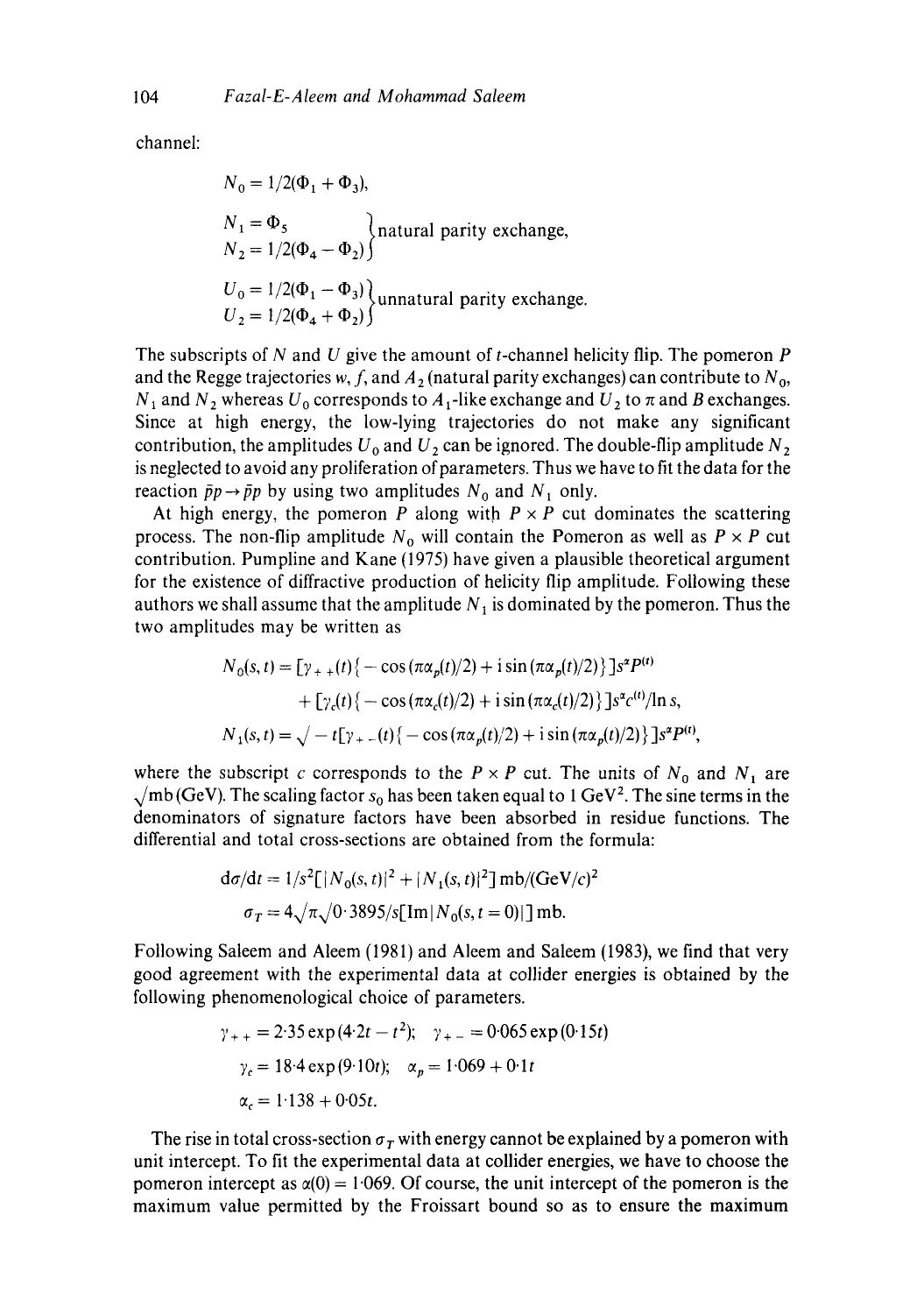channel:

$$N_0 = 1/2(\Phi_1 + \Phi_3),$$

$$\left.\begin{aligned} N_1 &= \Phi_5 \\ N_2 &= 1/2(\Phi_4 - \Phi_2) \end{aligned}\right\} \text{natural parity exchange,}$$

$$\left.\begin{aligned} U_0 &= 1/2(\Phi_1 - \Phi_3) \\ U_2 &= 1/2(\Phi_4 + \Phi_2) \end{aligned}\right\} \text{unnatural parity exchange.}$$

The subscripts of $N$ and $U$ give the amount of $t$-channel helicity flip. The pomeron $P$ and the Regge trajectories $w$, $f$, and $A_2$ (natural parity exchanges) can contribute to $N_0$, $N_1$ and $N_2$ whereas $U_0$ corresponds to $A_1$-like exchange and $U_2$ to $\pi$ and $B$ exchanges. Since at high energy, the low-lying trajectories do not make any significant contribution, the amplitudes $U_0$ and $U_2$ can be ignored. The double-flip amplitude $N_2$ is neglected to avoid any proliferation of parameters. Thus we have to fit the data for the reaction $\bar{p}p \to \bar{p}p$ by using two amplitudes $N_0$ and $N_1$ only.

At high energy, the pomeron $P$ along with $P \times P$ cut dominates the scattering process. The non-flip amplitude $N_0$ will contain the Pomeron as well as $P \times P$ cut contribution. Pumpline and Kane (1975) have given a plausible theoretical argument for the existence of diffractive production of helicity flip amplitude. Following these authors we shall assume that the amplitude $N_1$ is dominated by the pomeron. Thus the two amplitudes may be written as

$$\begin{aligned} N_0(s,t) = {} & [\gamma_{++}(t)\{-\cos(\pi\alpha_p(t)/2) + \mathrm{i}\sin(\pi\alpha_p(t)/2)\}]s^{\alpha P(t)} \\ & + [\gamma_c(t)\{-\cos(\pi\alpha_c(t)/2) + \mathrm{i}\sin(\pi\alpha_c(t)/2)\}]s^{\alpha c(t)}/\ln s, \\ N_1(s,t) = {} & \sqrt{-t}[\gamma_{+-}(t)\{-\cos(\pi\alpha_p(t)/2) + \mathrm{i}\sin(\pi\alpha_p(t)/2)\}]s^{\alpha P(t)}, \end{aligned}$$

where the subscript $c$ corresponds to the $P \times P$ cut. The units of $N_0$ and $N_1$ are $\sqrt{\text{mb}}$ (GeV). The scaling factor $s_0$ has been taken equal to 1 GeV$^2$. The sine terms in the denominators of signature factors have been absorbed in residue functions. The differential and total cross-sections are obtained from the formula:

$$\mathrm{d}\sigma/\mathrm{d}t = 1/s^2[|N_0(s,t)|^2 + |N_1(s,t)|^2] \text{ mb/(GeV/}c)^2$$

$$\sigma_T = 4\sqrt{\pi}\sqrt{0{\cdot}3895}/s[\mathrm{Im}|N_0(s,t=0)|] \text{ mb.}$$

Following Saleem and Aleem (1981) and Aleem and Saleem (1983), we find that very good agreement with the experimental data at collider energies is obtained by the following phenomenological choice of parameters.

$$\gamma_{++} = 2{\cdot}35\exp(4{\cdot}2t - t^2); \quad \gamma_{+-} = 0{\cdot}065\exp(0{\cdot}15t)$$

$$\gamma_c = 18{\cdot}4\exp(9{\cdot}10t); \quad \alpha_p = 1{\cdot}069 + 0{\cdot}1t$$

$$\alpha_c = 1{\cdot}138 + 0{\cdot}05t.$$

The rise in total cross-section $\sigma_T$ with energy cannot be explained by a pomeron with unit intercept. To fit the experimental data at collider energies, we have to choose the pomeron intercept as $\alpha(0) = 1{\cdot}069$. Of course, the unit intercept of the pomeron is the maximum value permitted by the Froissart bound so as to ensure the maximum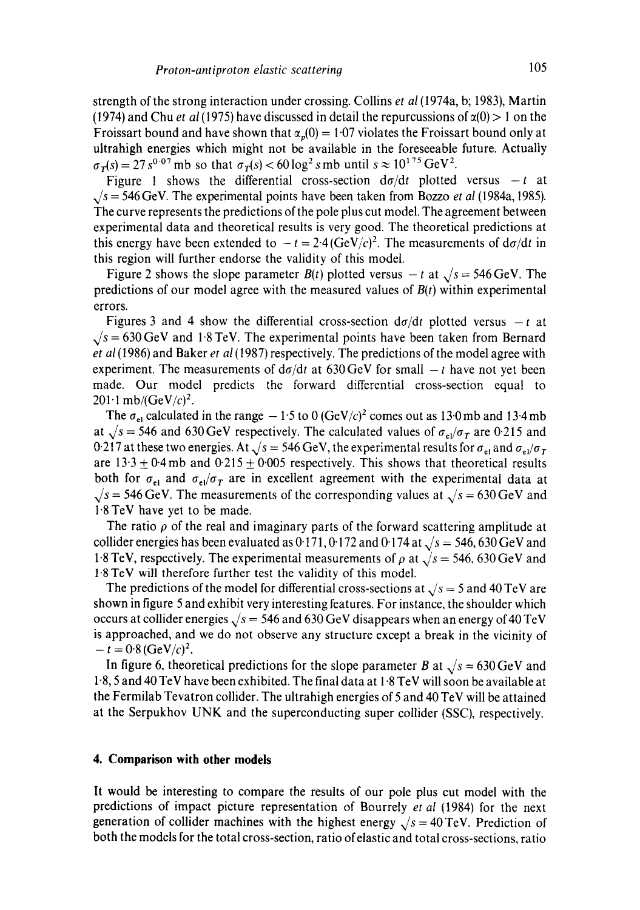strength of the strong interaction under crossing. Collins *et al* (1974a, b; 1983), Martin (1974) and Chu *et al* (1975) have discussed in detail the repurcussions of $\alpha(0) > 1$ on the Froissart bound and have shown that $\alpha_p(0) = 1{\cdot}07$ violates the Froissart bound only at ultrahigh energies which might not be available in the foreseeable future. Actually $\sigma_T(s) = 27\, s^{0{\cdot}07}$ mb so that $\sigma_T(s) < 60 \log^2 s$ mb until $s \approx 10^{175}\,\text{GeV}^2$.

Figure 1 shows the differential cross-section $d\sigma/dt$ plotted versus $-t$ at $\sqrt{s} = 546$ GeV. The experimental points have been taken from Bozzo *et al* (1984a, 1985). The curve represents the predictions of the pole plus cut model. The agreement between experimental data and theoretical results is very good. The theoretical predictions at this energy have been extended to $-t = 2{\cdot}4\,(\text{GeV}/c)^2$. The measurements of $d\sigma/dt$ in this region will further endorse the validity of this model.

Figure 2 shows the slope parameter $B(t)$ plotted versus $-t$ at $\sqrt{s} = 546$ GeV. The predictions of our model agree with the measured values of $B(t)$ within experimental errors.

Figures 3 and 4 show the differential cross-section $d\sigma/dt$ plotted versus $-t$ at $\sqrt{s} = 630$ GeV and 1·8 TeV. The experimental points have been taken from Bernard *et al* (1986) and Baker *et al* (1987) respectively. The predictions of the model agree with experiment. The measurements of $d\sigma/dt$ at 630 GeV for small $-t$ have not yet been made. Our model predicts the forward differential cross-section equal to $201{\cdot}1\ \text{mb}/(\text{GeV}/c)^2$.

The $\sigma_{el}$ calculated in the range $-1{\cdot}5$ to $0\,(\text{GeV}/c)^2$ comes out as 13·0 mb and 13·4 mb at $\sqrt{s} = 546$ and 630 GeV respectively. The calculated values of $\sigma_{el}/\sigma_T$ are 0·215 and 0·217 at these two energies. At $\sqrt{s} = 546$ GeV, the experimental results for $\sigma_{el}$ and $\sigma_{el}/\sigma_T$ are $13{\cdot}3 \pm 0{\cdot}4$ mb and $0{\cdot}215 \pm 0{\cdot}005$ respectively. This shows that theoretical results both for $\sigma_{el}$ and $\sigma_{el}/\sigma_T$ are in excellent agreement with the experimental data at $\sqrt{s} = 546$ GeV. The measurements of the corresponding values at $\sqrt{s} = 630$ GeV and 1·8 TeV have yet to be made.

The ratio $\rho$ of the real and imaginary parts of the forward scattering amplitude at collider energies has been evaluated as 0·171, 0·172 and 0·174 at $\sqrt{s} = 546$, 630 GeV and 1·8 TeV, respectively. The experimental measurements of $\rho$ at $\sqrt{s} = 546$, 630 GeV and 1·8 TeV will therefore further test the validity of this model.

The predictions of the model for differential cross-sections at $\sqrt{s} = 5$ and 40 TeV are shown in figure 5 and exhibit very interesting features. For instance, the shoulder which occurs at collider energies $\sqrt{s} = 546$ and 630 GeV disappears when an energy of 40 TeV is approached, and we do not observe any structure except a break in the vicinity of $-t = 0{\cdot}8\,(\text{GeV}/c)^2$.

In figure 6, theoretical predictions for the slope parameter $B$ at $\sqrt{s} = 630$ GeV and 1·8, 5 and 40 TeV have been exhibited. The final data at 1·8 TeV will soon be available at the Fermilab Tevatron collider. The ultrahigh energies of 5 and 40 TeV will be attained at the Serpukhov UNK and the superconducting super collider (SSC), respectively.

## 4. Comparison with other models

It would be interesting to compare the results of our pole plus cut model with the predictions of impact picture representation of Bourrely *et al* (1984) for the next generation of collider machines with the highest energy $\sqrt{s} = 40$ TeV. Prediction of both the models for the total cross-section, ratio of elastic and total cross-sections, ratio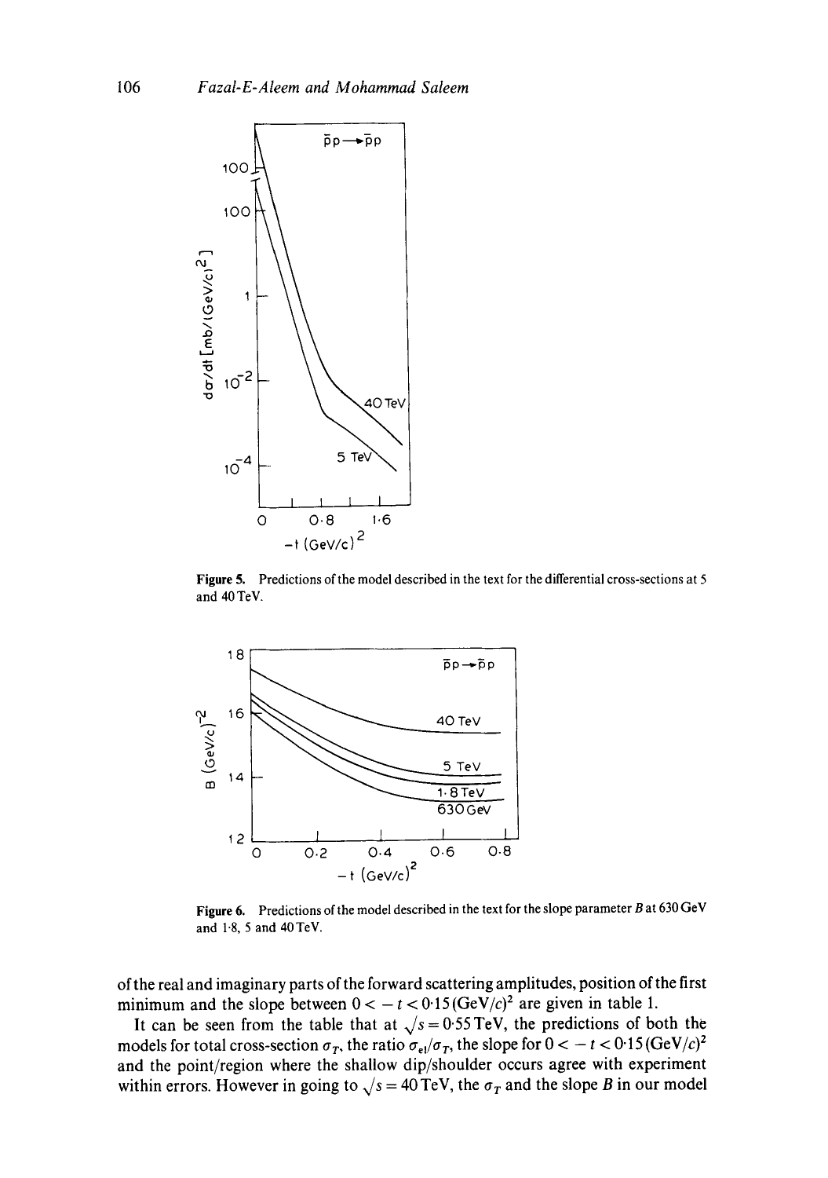**Figure 5.** Predictions of the model described in the text for the differential cross-sections at 5 and 40 TeV.

**Figure 6.** Predictions of the model described in the text for the slope parameter $B$ at 630 GeV and 1·8, 5 and 40 TeV.

of the real and imaginary parts of the forward scattering amplitudes, position of the first minimum and the slope between $0 < -t < 0{\cdot}15\,(\mathrm{GeV}/c)^2$ are given in table 1.

It can be seen from the table that at $\sqrt{s} = 0{\cdot}55$ TeV, the predictions of both the models for total cross-section $\sigma_T$, the ratio $\sigma_{el}/\sigma_T$, the slope for $0 < -t < 0{\cdot}15\,(\mathrm{GeV}/c)^2$ and the point/region where the shallow dip/shoulder occurs agree with experiment within errors. However in going to $\sqrt{s} = 40$ TeV, the $\sigma_T$ and the slope $B$ in our model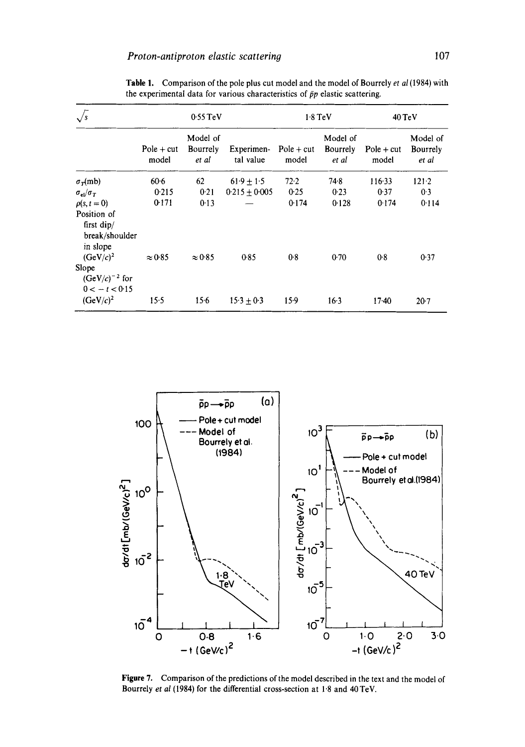**Table 1.** Comparison of the pole plus cut model and the model of Bourrely *et al* (1984) with the experimental data for various characteristics of $\bar{p}p$ elastic scattering.

| $\sqrt{s}$ | 0·55 TeV | | | 1·8 TeV | | 40 TeV | |
|---|---|---|---|---|---|---|---|
| | Pole + cut model | Model of Bourrely *et al* | Experimental value | Pole + cut model | Model of Bourrely *et al* | Pole + cut model | Model of Bourrely *et al* |
| $\sigma_T$(mb) | 60·6 | 62 | 61·9 ± 1·5 | 72·2 | 74·8 | 116·33 | 121·2 |
| $\sigma_{el}/\sigma_T$ | 0·215 | 0·21 | 0·215 ± 0·005 | 0·25 | 0·23 | 0·37 | 0·3 |
| $\rho(s, t=0)$ | 0·171 | 0·13 | — | 0·174 | 0·128 | 0·174 | 0·114 |
| Position of first dip/break/shoulder in slope $(\text{GeV}/c)^2$ | ≈ 0·85 | ≈ 0·85 | 0·85 | 0·8 | 0·70 | 0·8 | 0·37 |
| Slope $(\text{GeV}/c)^{-2}$ for $0 < -t < 0·15$ $(\text{GeV}/c)^2$ | 15·5 | 15·6 | 15·3 ± 0·3 | 15·9 | 16·3 | 17·40 | 20·7 |

**Figure 7.** Comparison of the predictions of the model described in the text and the model of Bourrely *et al* (1984) for the differential cross-section at 1·8 and 40 TeV.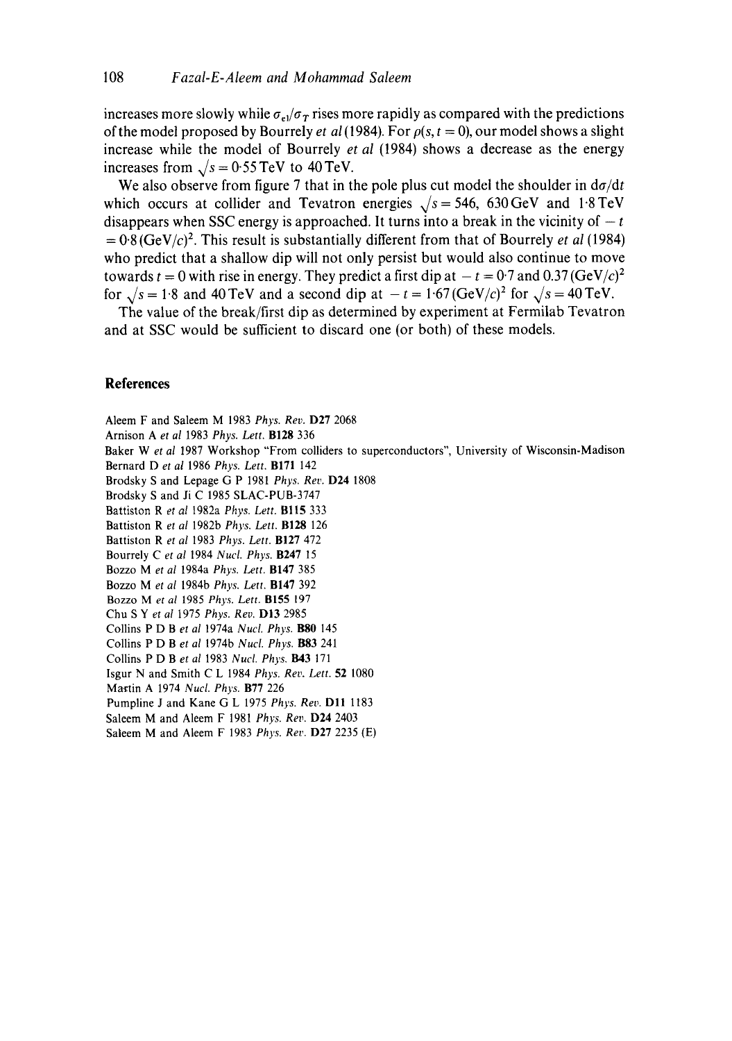increases more slowly while $\sigma_{el}/\sigma_T$ rises more rapidly as compared with the predictions of the model proposed by Bourrely *et al* (1984). For $\rho(s, t = 0)$, our model shows a slight increase while the model of Bourrely *et al* (1984) shows a decrease as the energy increases from $\sqrt{s} = 0{\cdot}55$ TeV to 40 TeV.

We also observe from figure 7 that in the pole plus cut model the shoulder in $d\sigma/dt$ which occurs at collider and Tevatron energies $\sqrt{s} = 546$, 630 GeV and 1·8 TeV disappears when SSC energy is approached. It turns into a break in the vicinity of $-t = 0{\cdot}8\,(\text{GeV}/c)^2$. This result is substantially different from that of Bourrely *et al* (1984) who predict that a shallow dip will not only persist but would also continue to move towards $t = 0$ with rise in energy. They predict a first dip at $-t = 0{\cdot}7$ and $0.37\,(\text{GeV}/c)^2$ for $\sqrt{s} = 1{\cdot}8$ and 40 TeV and a second dip at $-t = 1{\cdot}67\,(\text{GeV}/c)^2$ for $\sqrt{s} = 40$ TeV.

The value of the break/first dip as determined by experiment at Fermilab Tevatron and at SSC would be sufficient to discard one (or both) of these models.

## References

Aleem F and Saleem M 1983 *Phys. Rev.* **D27** 2068
Arnison A *et al* 1983 *Phys. Lett.* **B128** 336
Baker W *et al* 1987 Workshop "From colliders to superconductors", University of Wisconsin-Madison
Bernard D *et al* 1986 *Phys. Lett.* **B171** 142
Brodsky S and Lepage G P 1981 *Phys. Rev.* **D24** 1808
Brodsky S and Ji C 1985 SLAC-PUB-3747
Battiston R *et al* 1982a *Phys. Lett.* **B115** 333
Battiston R *et al* 1982b *Phys. Lett.* **B128** 126
Battiston R *et al* 1983 *Phys. Lett.* **B127** 472
Bourrely C *et al* 1984 *Nucl. Phys.* **B247** 15
Bozzo M *et al* 1984a *Phys. Lett.* **B147** 385
Bozzo M *et al* 1984b *Phys. Lett.* **B147** 392
Bozzo M *et al* 1985 *Phys. Lett.* **B155** 197
Chu S Y *et al* 1975 *Phys. Rev.* **D13** 2985
Collins P D B *et al* 1974a *Nucl. Phys.* **B80** 145
Collins P D B *et al* 1974b *Nucl. Phys.* **B83** 241
Collins P D B *et al* 1983 *Nucl. Phys.* **B43** 171
Isgur N and Smith C L 1984 *Phys. Rev. Lett.* **52** 1080
Martin A 1974 *Nucl. Phys.* **B77** 226
Pumpline J and Kane G L 1975 *Phys. Rev.* **D11** 1183
Saleem M and Aleem F 1981 *Phys. Rev.* **D24** 2403
Saleem M and Aleem F 1983 *Phys. Rev.* **D27** 2235 (E)